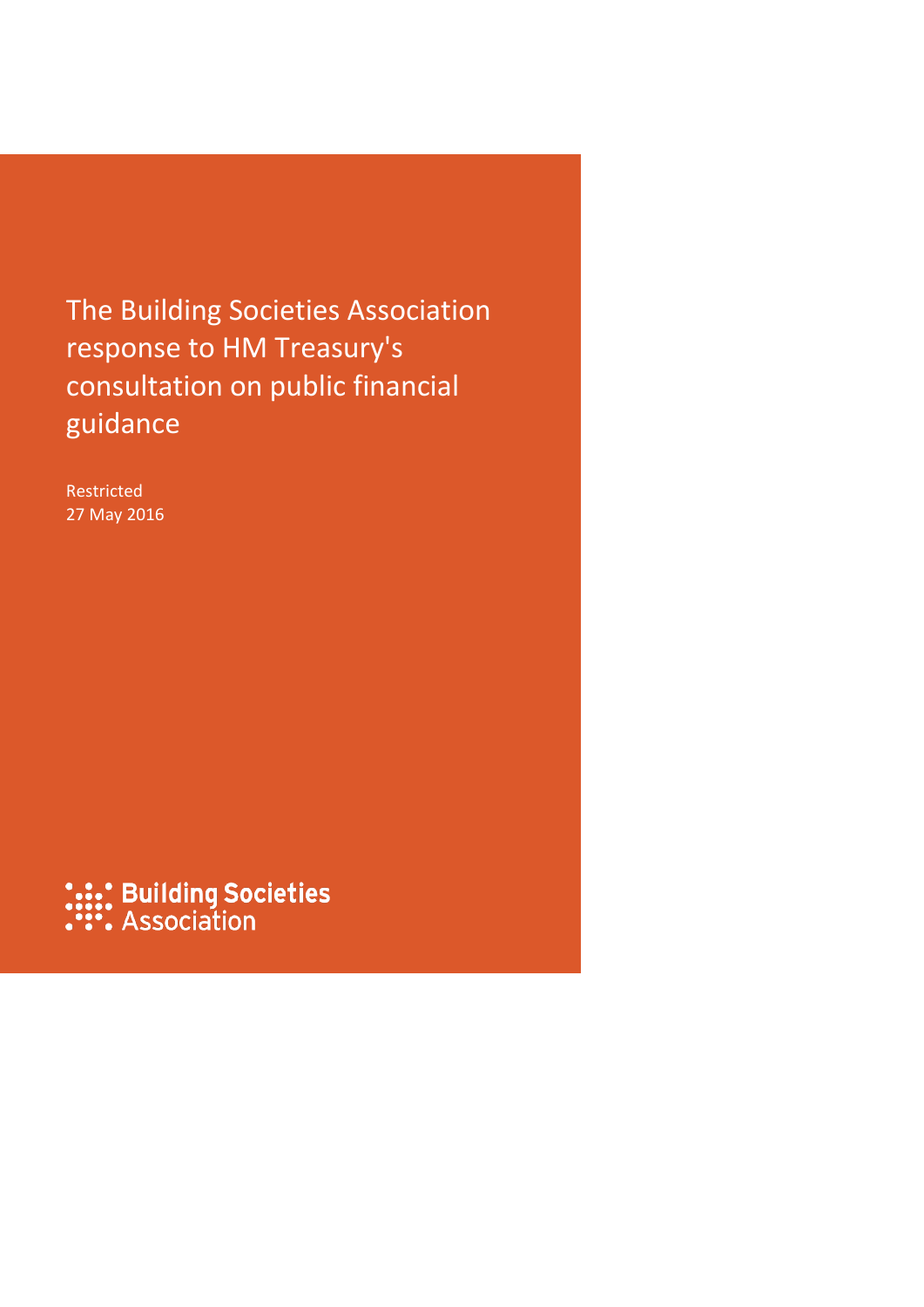# The Building Societies Association response to HM Treasury's consultation on public financial guidance

Restricted
27 May 2016

Building Societies Association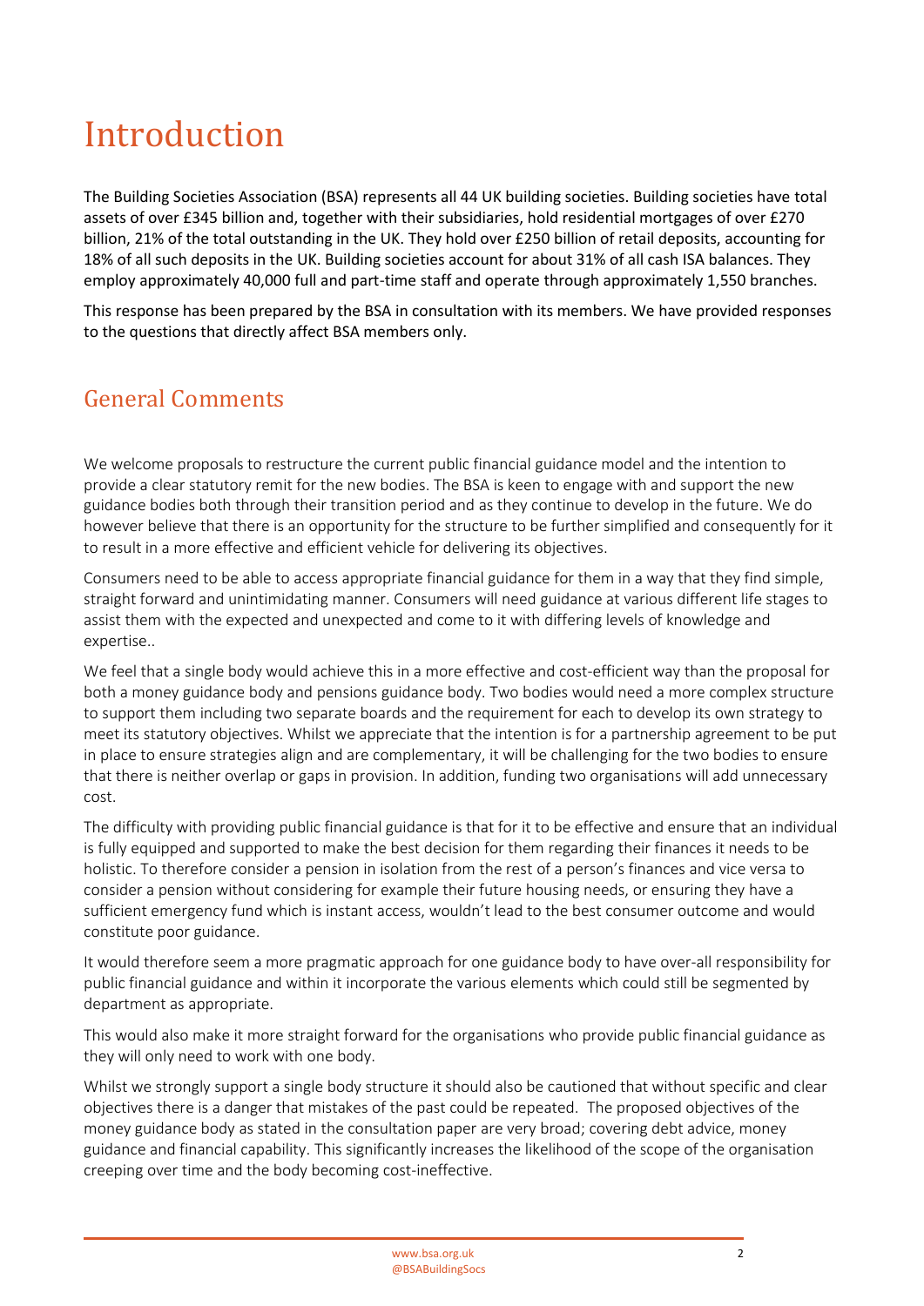# Introduction

The Building Societies Association (BSA) represents all 44 UK building societies. Building societies have total assets of over £345 billion and, together with their subsidiaries, hold residential mortgages of over £270 billion, 21% of the total outstanding in the UK. They hold over £250 billion of retail deposits, accounting for 18% of all such deposits in the UK. Building societies account for about 31% of all cash ISA balances. They employ approximately 40,000 full and part-time staff and operate through approximately 1,550 branches.

This response has been prepared by the BSA in consultation with its members. We have provided responses to the questions that directly affect BSA members only.

## General Comments

We welcome proposals to restructure the current public financial guidance model and the intention to provide a clear statutory remit for the new bodies. The BSA is keen to engage with and support the new guidance bodies both through their transition period and as they continue to develop in the future. We do however believe that there is an opportunity for the structure to be further simplified and consequently for it to result in a more effective and efficient vehicle for delivering its objectives.

Consumers need to be able to access appropriate financial guidance for them in a way that they find simple, straight forward and unintimidating manner. Consumers will need guidance at various different life stages to assist them with the expected and unexpected and come to it with differing levels of knowledge and expertise..

We feel that a single body would achieve this in a more effective and cost-efficient way than the proposal for both a money guidance body and pensions guidance body. Two bodies would need a more complex structure to support them including two separate boards and the requirement for each to develop its own strategy to meet its statutory objectives. Whilst we appreciate that the intention is for a partnership agreement to be put in place to ensure strategies align and are complementary, it will be challenging for the two bodies to ensure that there is neither overlap or gaps in provision. In addition, funding two organisations will add unnecessary cost.

The difficulty with providing public financial guidance is that for it to be effective and ensure that an individual is fully equipped and supported to make the best decision for them regarding their finances it needs to be holistic. To therefore consider a pension in isolation from the rest of a person's finances and vice versa to consider a pension without considering for example their future housing needs, or ensuring they have a sufficient emergency fund which is instant access, wouldn't lead to the best consumer outcome and would constitute poor guidance.

It would therefore seem a more pragmatic approach for one guidance body to have over-all responsibility for public financial guidance and within it incorporate the various elements which could still be segmented by department as appropriate.

This would also make it more straight forward for the organisations who provide public financial guidance as they will only need to work with one body.

Whilst we strongly support a single body structure it should also be cautioned that without specific and clear objectives there is a danger that mistakes of the past could be repeated. The proposed objectives of the money guidance body as stated in the consultation paper are very broad; covering debt advice, money guidance and financial capability. This significantly increases the likelihood of the scope of the organisation creeping over time and the body becoming cost-ineffective.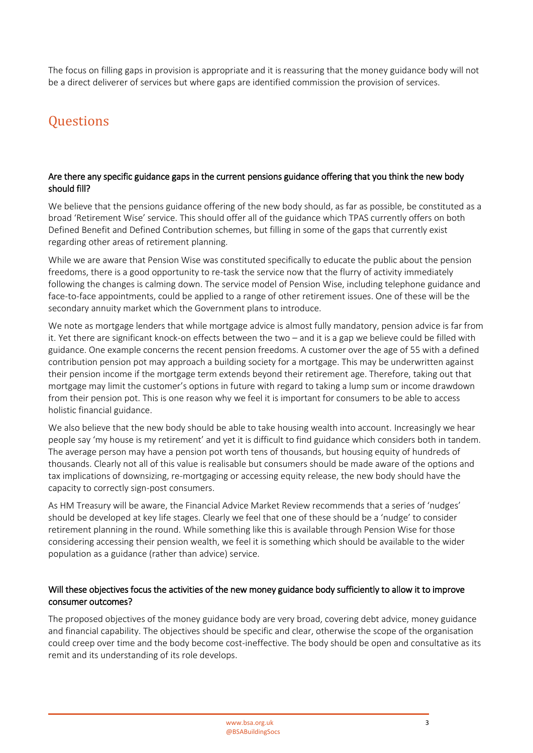The focus on filling gaps in provision is appropriate and it is reassuring that the money guidance body will not be a direct deliverer of services but where gaps are identified commission the provision of services.

## Questions

### Are there any specific guidance gaps in the current pensions guidance offering that you think the new body should fill?

We believe that the pensions guidance offering of the new body should, as far as possible, be constituted as a broad 'Retirement Wise' service. This should offer all of the guidance which TPAS currently offers on both Defined Benefit and Defined Contribution schemes, but filling in some of the gaps that currently exist regarding other areas of retirement planning.

While we are aware that Pension Wise was constituted specifically to educate the public about the pension freedoms, there is a good opportunity to re-task the service now that the flurry of activity immediately following the changes is calming down. The service model of Pension Wise, including telephone guidance and face-to-face appointments, could be applied to a range of other retirement issues. One of these will be the secondary annuity market which the Government plans to introduce.

We note as mortgage lenders that while mortgage advice is almost fully mandatory, pension advice is far from it. Yet there are significant knock-on effects between the two – and it is a gap we believe could be filled with guidance. One example concerns the recent pension freedoms. A customer over the age of 55 with a defined contribution pension pot may approach a building society for a mortgage. This may be underwritten against their pension income if the mortgage term extends beyond their retirement age. Therefore, taking out that mortgage may limit the customer's options in future with regard to taking a lump sum or income drawdown from their pension pot. This is one reason why we feel it is important for consumers to be able to access holistic financial guidance.

We also believe that the new body should be able to take housing wealth into account. Increasingly we hear people say 'my house is my retirement' and yet it is difficult to find guidance which considers both in tandem. The average person may have a pension pot worth tens of thousands, but housing equity of hundreds of thousands. Clearly not all of this value is realisable but consumers should be made aware of the options and tax implications of downsizing, re-mortgaging or accessing equity release, the new body should have the capacity to correctly sign-post consumers.

As HM Treasury will be aware, the Financial Advice Market Review recommends that a series of 'nudges' should be developed at key life stages. Clearly we feel that one of these should be a 'nudge' to consider retirement planning in the round. While something like this is available through Pension Wise for those considering accessing their pension wealth, we feel it is something which should be available to the wider population as a guidance (rather than advice) service.

### Will these objectives focus the activities of the new money guidance body sufficiently to allow it to improve consumer outcomes?

The proposed objectives of the money guidance body are very broad, covering debt advice, money guidance and financial capability. The objectives should be specific and clear, otherwise the scope of the organisation could creep over time and the body become cost-ineffective. The body should be open and consultative as its remit and its understanding of its role develops.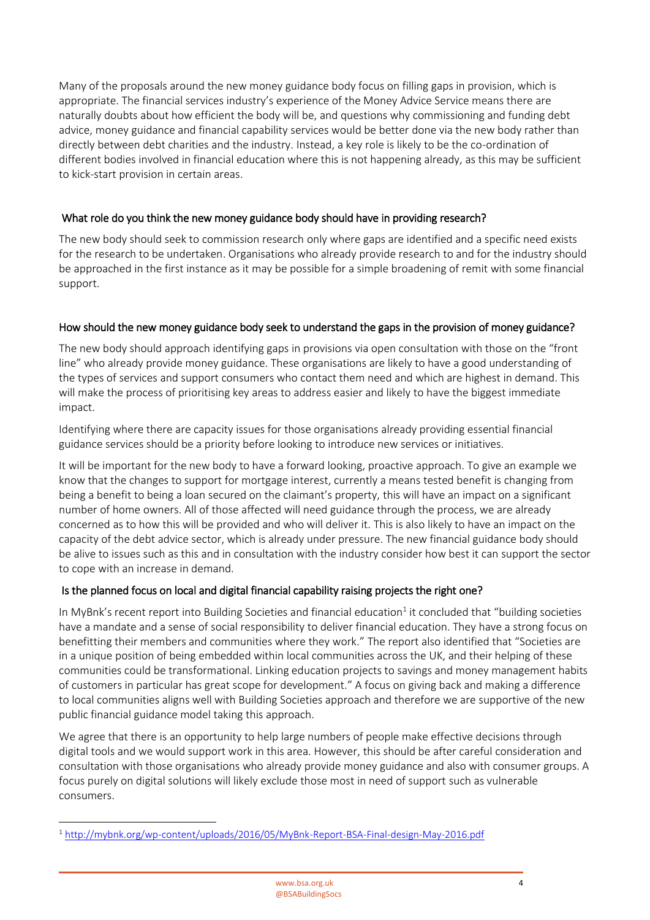Many of the proposals around the new money guidance body focus on filling gaps in provision, which is appropriate. The financial services industry's experience of the Money Advice Service means there are naturally doubts about how efficient the body will be, and questions why commissioning and funding debt advice, money guidance and financial capability services would be better done via the new body rather than directly between debt charities and the industry. Instead, a key role is likely to be the co-ordination of different bodies involved in financial education where this is not happening already, as this may be sufficient to kick-start provision in certain areas.

### What role do you think the new money guidance body should have in providing research?

The new body should seek to commission research only where gaps are identified and a specific need exists for the research to be undertaken. Organisations who already provide research to and for the industry should be approached in the first instance as it may be possible for a simple broadening of remit with some financial support.

### How should the new money guidance body seek to understand the gaps in the provision of money guidance?

The new body should approach identifying gaps in provisions via open consultation with those on the "front line" who already provide money guidance. These organisations are likely to have a good understanding of the types of services and support consumers who contact them need and which are highest in demand. This will make the process of prioritising key areas to address easier and likely to have the biggest immediate impact.

Identifying where there are capacity issues for those organisations already providing essential financial guidance services should be a priority before looking to introduce new services or initiatives.

It will be important for the new body to have a forward looking, proactive approach. To give an example we know that the changes to support for mortgage interest, currently a means tested benefit is changing from being a benefit to being a loan secured on the claimant's property, this will have an impact on a significant number of home owners. All of those affected will need guidance through the process, we are already concerned as to how this will be provided and who will deliver it. This is also likely to have an impact on the capacity of the debt advice sector, which is already under pressure. The new financial guidance body should be alive to issues such as this and in consultation with the industry consider how best it can support the sector to cope with an increase in demand.

### Is the planned focus on local and digital financial capability raising projects the right one?

In MyBnk's recent report into Building Societies and financial education[1] it concluded that "building societies have a mandate and a sense of social responsibility to deliver financial education. They have a strong focus on benefitting their members and communities where they work." The report also identified that "Societies are in a unique position of being embedded within local communities across the UK, and their helping of these communities could be transformational. Linking education projects to savings and money management habits of customers in particular has great scope for development." A focus on giving back and making a difference to local communities aligns well with Building Societies approach and therefore we are supportive of the new public financial guidance model taking this approach.

We agree that there is an opportunity to help large numbers of people make effective decisions through digital tools and we would support work in this area. However, this should be after careful consideration and consultation with those organisations who already provide money guidance and also with consumer groups. A focus purely on digital solutions will likely exclude those most in need of support such as vulnerable consumers.

---

[1] http://mybnk.org/wp-content/uploads/2016/05/MyBnk-Report-BSA-Final-design-May-2016.pdf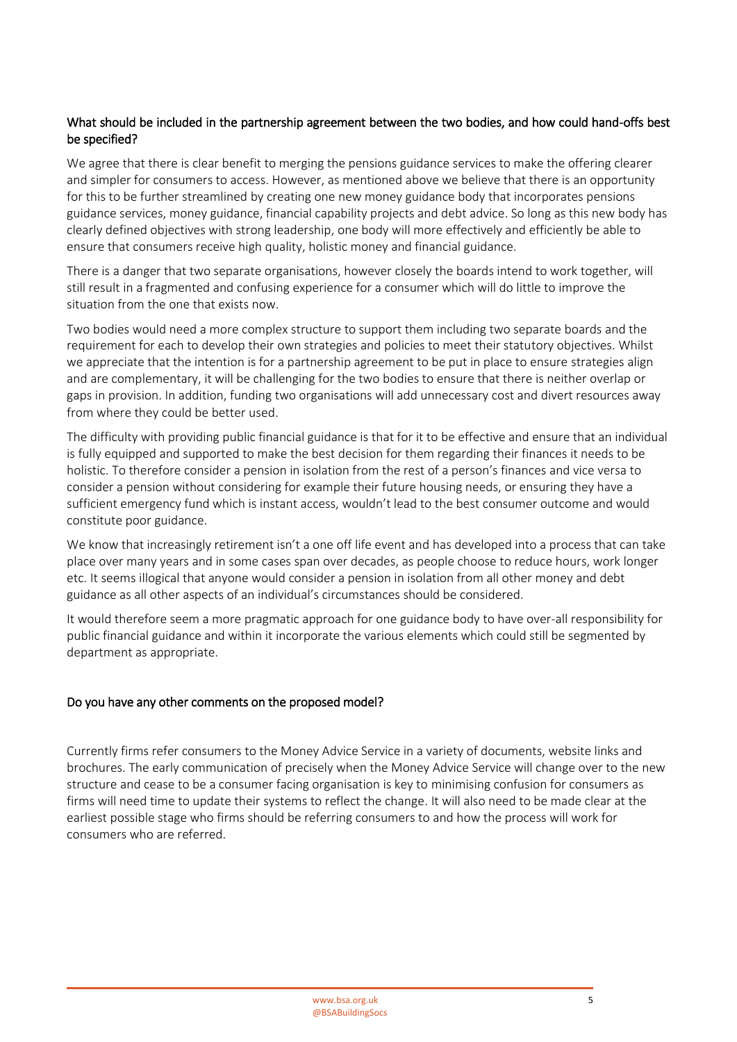### What should be included in the partnership agreement between the two bodies, and how could hand-offs best be specified?

We agree that there is clear benefit to merging the pensions guidance services to make the offering clearer and simpler for consumers to access. However, as mentioned above we believe that there is an opportunity for this to be further streamlined by creating one new money guidance body that incorporates pensions guidance services, money guidance, financial capability projects and debt advice. So long as this new body has clearly defined objectives with strong leadership, one body will more effectively and efficiently be able to ensure that consumers receive high quality, holistic money and financial guidance.

There is a danger that two separate organisations, however closely the boards intend to work together, will still result in a fragmented and confusing experience for a consumer which will do little to improve the situation from the one that exists now.

Two bodies would need a more complex structure to support them including two separate boards and the requirement for each to develop their own strategies and policies to meet their statutory objectives. Whilst we appreciate that the intention is for a partnership agreement to be put in place to ensure strategies align and are complementary, it will be challenging for the two bodies to ensure that there is neither overlap or gaps in provision. In addition, funding two organisations will add unnecessary cost and divert resources away from where they could be better used.

The difficulty with providing public financial guidance is that for it to be effective and ensure that an individual is fully equipped and supported to make the best decision for them regarding their finances it needs to be holistic. To therefore consider a pension in isolation from the rest of a person's finances and vice versa to consider a pension without considering for example their future housing needs, or ensuring they have a sufficient emergency fund which is instant access, wouldn't lead to the best consumer outcome and would constitute poor guidance.

We know that increasingly retirement isn't a one off life event and has developed into a process that can take place over many years and in some cases span over decades, as people choose to reduce hours, work longer etc. It seems illogical that anyone would consider a pension in isolation from all other money and debt guidance as all other aspects of an individual's circumstances should be considered.

It would therefore seem a more pragmatic approach for one guidance body to have over-all responsibility for public financial guidance and within it incorporate the various elements which could still be segmented by department as appropriate.

### Do you have any other comments on the proposed model?

Currently firms refer consumers to the Money Advice Service in a variety of documents, website links and brochures. The early communication of precisely when the Money Advice Service will change over to the new structure and cease to be a consumer facing organisation is key to minimising confusion for consumers as firms will need time to update their systems to reflect the change. It will also need to be made clear at the earliest possible stage who firms should be referring consumers to and how the process will work for consumers who are referred.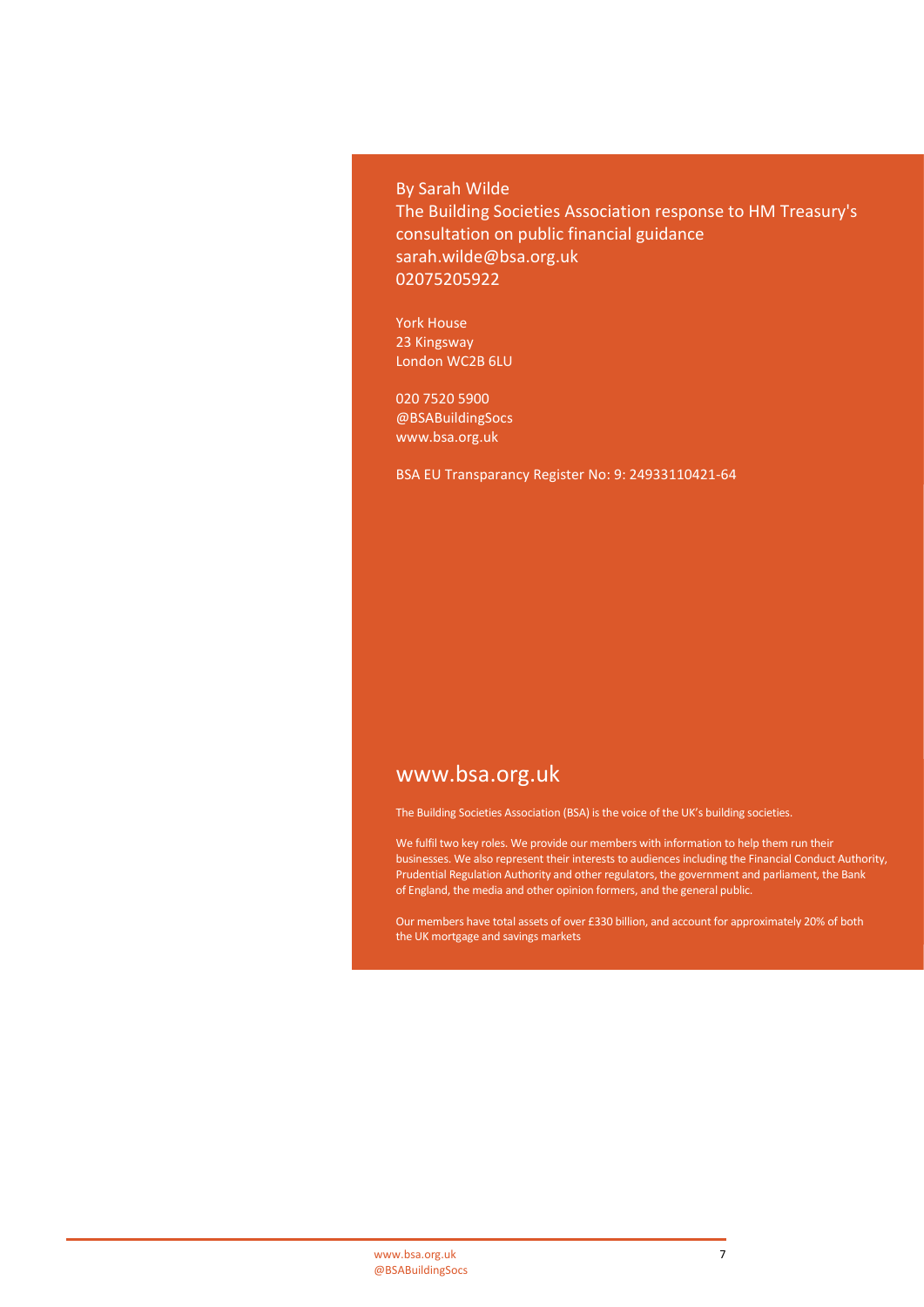By Sarah Wilde
The Building Societies Association response to HM Treasury's consultation on public financial guidance
sarah.wilde@bsa.org.uk
02075205922

York House
23 Kingsway
London WC2B 6LU

020 7520 5900
@BSABuildingSocs
www.bsa.org.uk

BSA EU Transparancy Register No: 9: 24933110421-64

## www.bsa.org.uk

The Building Societies Association (BSA) is the voice of the UK's building societies.

We fulfil two key roles. We provide our members with information to help them run their businesses. We also represent their interests to audiences including the Financial Conduct Authority, Prudential Regulation Authority and other regulators, the government and parliament, the Bank of England, the media and other opinion formers, and the general public.

Our members have total assets of over £330 billion, and account for approximately 20% of both the UK mortgage and savings markets